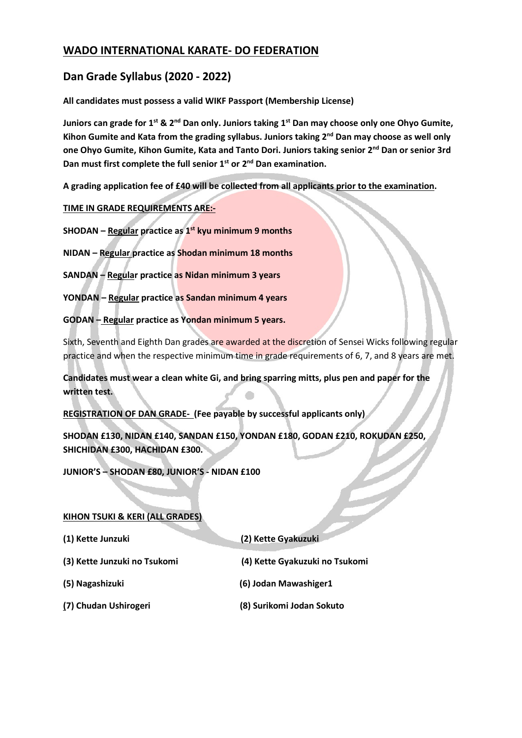## WADO INTERNATIONAL KARATE- DO FEDERATION

## Dan Grade Syllabus (2020 - 2022)

**All candidates must possess a valid WIKF Passport (Membership License)**

**Juniors can grade for 1st & 2nd Dan only. Juniors taking 1st Dan may choose only one Ohyo Gumite, Kihon Gumite and Kata from the grading syllabus. Juniors taking 2nd Dan may choose as well only one Ohyo Gumite, Kihon Gumite, Kata and Tanto Dori. Juniors taking senior 2nd Dan or senior 3rd Dan must first complete the full senior 1st or 2nd Dan examination.**

**A grading application fee of £40 will be collected from all applicants prior to the examination.**

**TIME IN GRADE REQUIREMENTS ARE:-**

**SHODAN – Regular practice as 1st kyu minimum 9 months**

**NIDAN – Regular practice as Shodan minimum 18 months**

**SANDAN – Regular practice as Nidan minimum 3 years**

**YONDAN – Regular practice as Sandan minimum 4 years**

**GODAN – Regular practice as Yondan minimum 5 years.**

Sixth, Seventh and Eighth Dan grades are awarded at the discretion of Sensei Wicks following regular practice and when the respective minimum time in grade requirements of 6, 7, and 8 years are met.

**Candidates must wear a clean white Gi, and bring sparring mitts, plus pen and paper for the written test.**

**REGISTRATION OF DAN GRADE- (Fee payable by successful applicants only)**

**SHODAN £130, NIDAN £140, SANDAN £150, YONDAN £180, GODAN £210, ROKUDAN £250, SHICHIDAN £300, HACHIDAN £300.**

**JUNIOR'S – SHODAN £80, JUNIOR'S - NIDAN £100**

**KIHON TSUKI & KERI (ALL GRADES)**

**(1) Kette Junzuki**

**(2) Kette Gyakuzuki**

**(3) Kette Junzuki no Tsukomi**

**(4) Kette Gyakuzuki no Tsukomi**

**(5) Nagashizuki**

**(6) Jodan Mawashiger1**

**(7) Chudan Ushirogeri**

**(8) Surikomi Jodan Sokuto**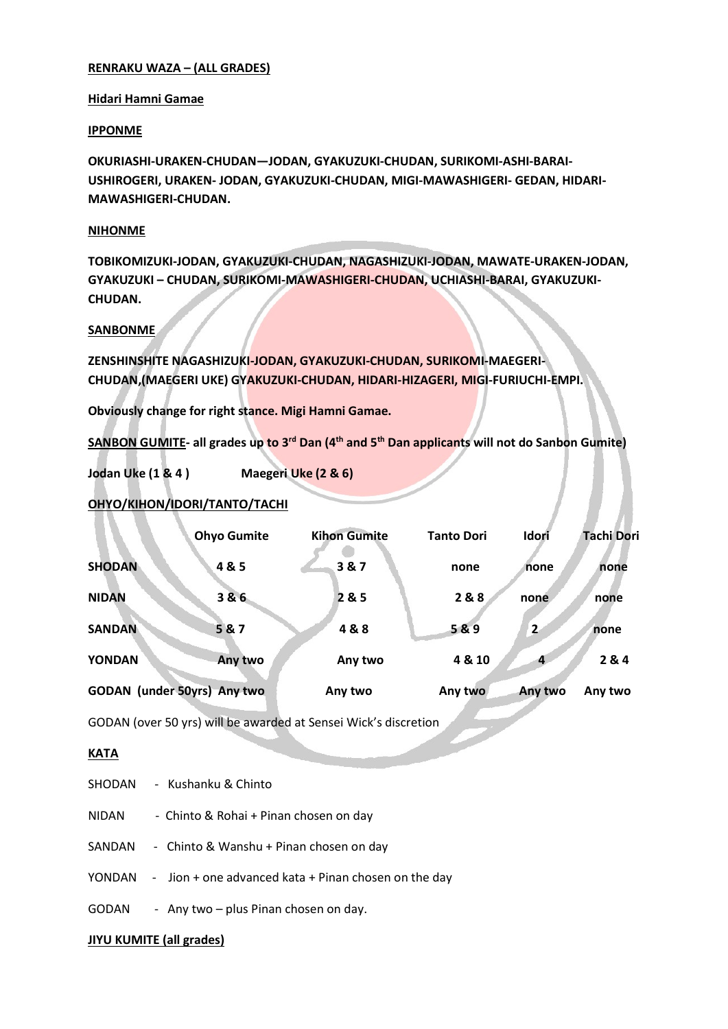**RENRAKU WAZA – (ALL GRADES)**

**Hidari Hamni Gamae**

**IPPONME**

**OKURIASHI-URAKEN-CHUDAN—JODAN, GYAKUZUKI-CHUDAN, SURIKOMI-ASHI-BARAI-USHIROGERI, URAKEN- JODAN, GYAKUZUKI-CHUDAN, MIGI-MAWASHIGERI- GEDAN, HIDARI-MAWASHIGERI-CHUDAN.**

**NIHONME**

**TOBIKOMIZUKI-JODAN, GYAKUZUKI-CHUDAN, NAGASHIZUKI-JODAN, MAWATE-URAKEN-JODAN, GYAKUZUKI – CHUDAN, SURIKOMI-MAWASHIGERI-CHUDAN, UCHIASHI-BARAI, GYAKUZUKI-CHUDAN.**

**SANBONME**

**ZENSHINSHITE NAGASHIZUKI-JODAN, GYAKUZUKI-CHUDAN, SURIKOMI-MAEGERI-CHUDAN,(MAEGERI UKE) GYAKUZUKI-CHUDAN, HIDARI-HIZAGERI, MIGI-FURIUCHI-EMPI.**

**Obviously change for right stance. Migi Hamni Gamae.**

**SANBON GUMITE- all grades up to 3rd Dan (4th and 5th Dan applicants will not do Sanbon Gumite)**

**Jodan Uke (1 & 4 )** **Maegeri Uke (2 & 6)**

**OHYO/KIHON/IDORI/TANTO/TACHI**

| | Ohyo Gumite | Kihon Gumite | Tanto Dori | Idori | Tachi Dori |
|---|---|---|---|---|---|
| **SHODAN** | 4 & 5 | 3 & 7 | none | none | none |
| **NIDAN** | 3 & 6 | 2 & 5 | 2 & 8 | none | none |
| **SANDAN** | 5 & 7 | 4 & 8 | 5 & 9 | 2 | none |
| **YONDAN** | Any two | Any two | 4 & 10 | 4 | 2 & 4 |
| **GODAN (under 50yrs)** | Any two | Any two | Any two | Any two | Any two |

GODAN (over 50 yrs) will be awarded at Sensei Wick's discretion

**KATA**

SHODAN - Kushanku & Chinto

NIDAN - Chinto & Rohai + Pinan chosen on day

SANDAN - Chinto & Wanshu + Pinan chosen on day

YONDAN - Jion + one advanced kata + Pinan chosen on the day

GODAN - Any two – plus Pinan chosen on day.

**JIYU KUMITE (all grades)**